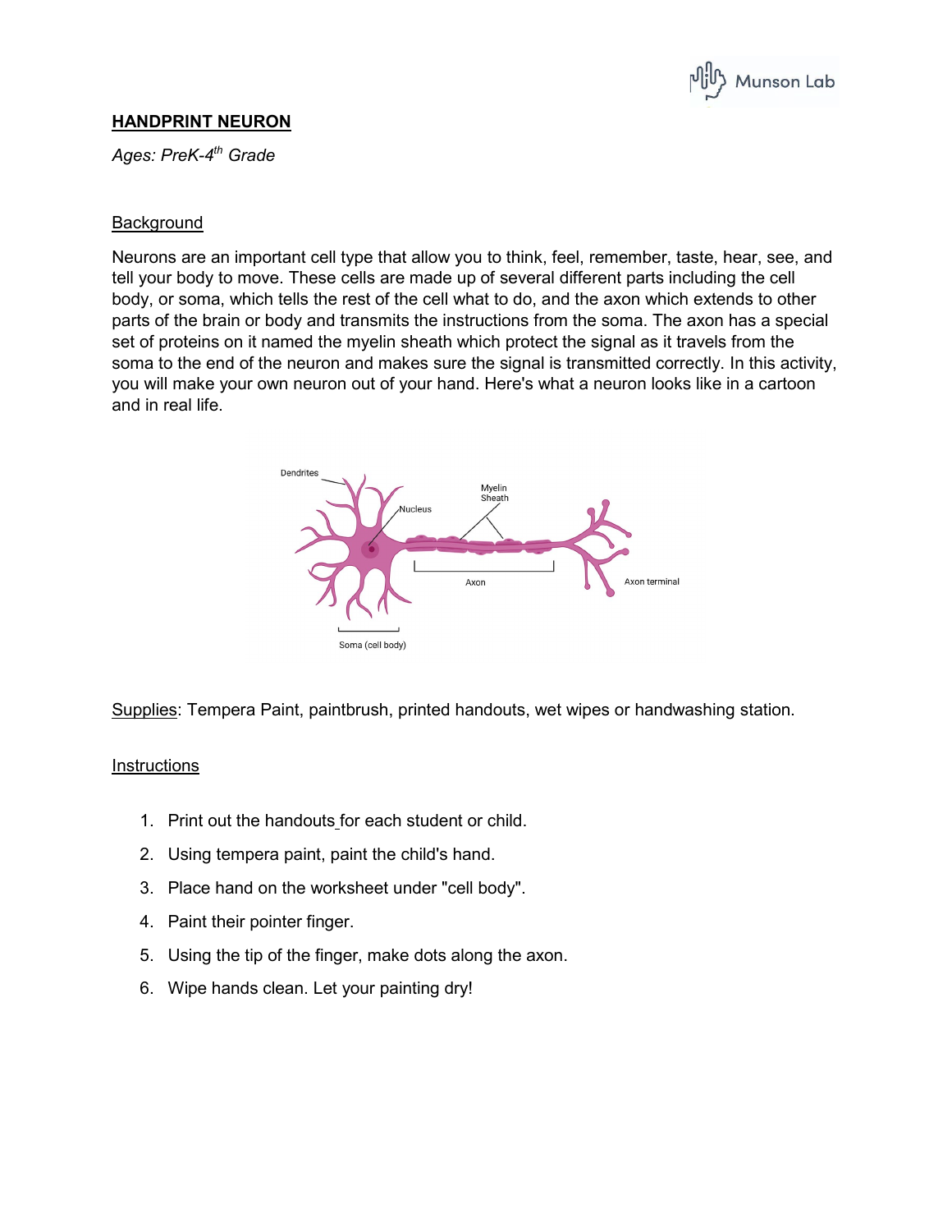# HANDPRINT NEURON

*Ages: PreK-4th Grade*

## Background

Neurons are an important cell type that allow you to think, feel, remember, taste, hear, see, and tell your body to move. These cells are made up of several different parts including the cell body, or soma, which tells the rest of the cell what to do, and the axon which extends to other parts of the brain or body and transmits the instructions from the soma. The axon has a special set of proteins on it named the myelin sheath which protect the signal as it travels from the soma to the end of the neuron and makes sure the signal is transmitted correctly. In this activity, you will make your own neuron out of your hand. Here's what a neuron looks like in a cartoon and in real life.

Dendrites

Nucleus

Myelin Sheath

Axon

Axon terminal

Soma (cell body)

Supplies: Tempera Paint, paintbrush, printed handouts, wet wipes or handwashing station.

## Instructions

1. Print out the handouts for each student or child.
2. Using tempera paint, paint the child's hand.
3. Place hand on the worksheet under "cell body".
4. Paint their pointer finger.
5. Using the tip of the finger, make dots along the axon.
6. Wipe hands clean. Let your painting dry!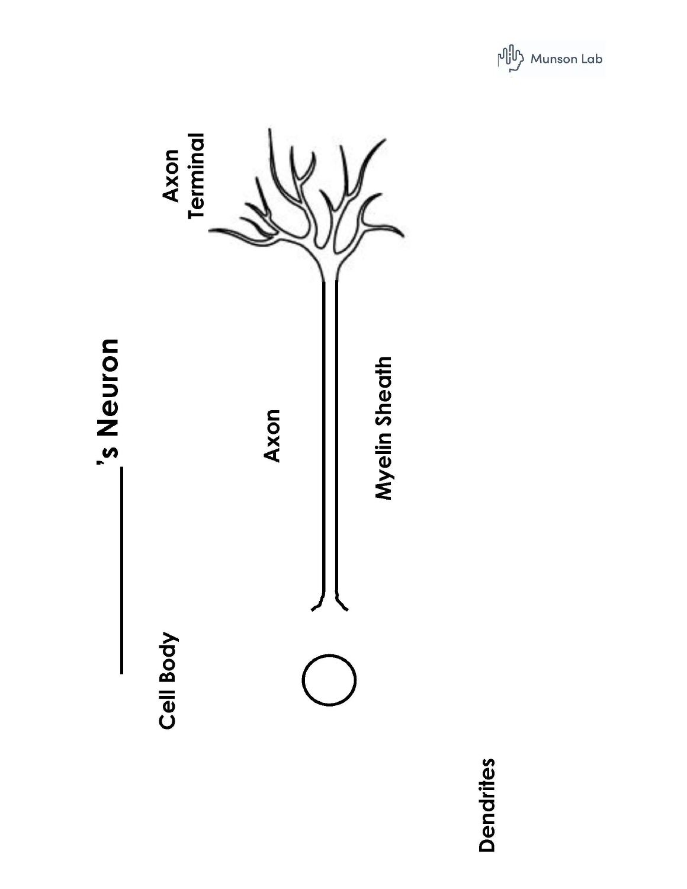# ________'s Neuron

Cell Body

Axon

Axon Terminal

Myelin Sheath

Dendrites

Munson Lab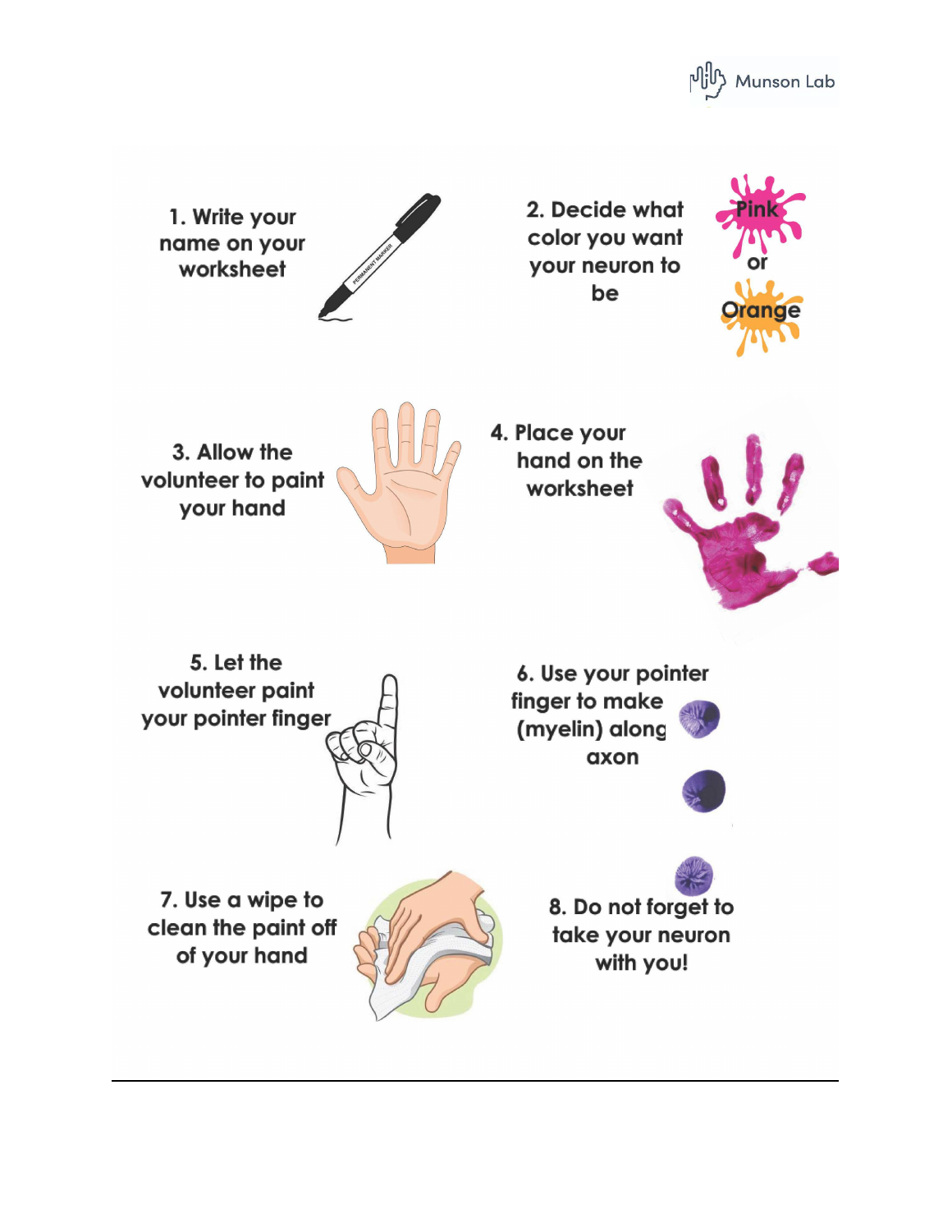1. Write your name on your worksheet

2. Decide what color you want your neuron to be

Pink

or

Orange

3. Allow the volunteer to paint your hand

4. Place your hand on the worksheet

5. Let the volunteer paint your pointer finger

6. Use your pointer finger to make (myelin) along axon

7. Use a wipe to clean the paint off of your hand

8. Do not forget to take your neuron with you!